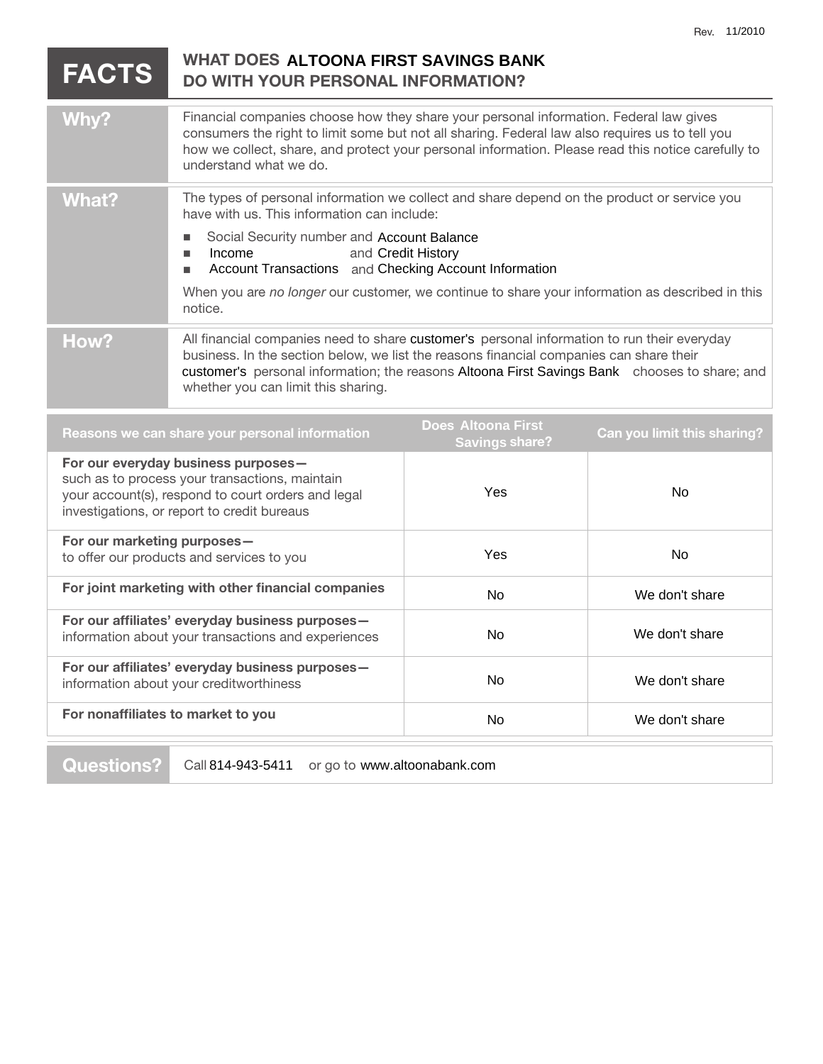Rev. 11/2010

# FACTS — WHAT DOES ALTOONA FIRST SAVINGS BANK DO WITH YOUR PERSONAL INFORMATION?

| | |
|---|---|
| **Why?** | Financial companies choose how they share your personal information. Federal law gives consumers the right to limit some but not all sharing. Federal law also requires us to tell you how we collect, share, and protect your personal information. Please read this notice carefully to understand what we do. |
| **What?** | The types of personal information we collect and share depend on the product or service you have with us. This information can include:<br>■ Social Security number and Account Balance<br>■ Income and Credit History<br>■ Account Transactions and Checking Account Information<br>When you are *no longer* our customer, we continue to share your information as described in this notice. |
| **How?** | All financial companies need to share customer's personal information to run their everyday business. In the section below, we list the reasons financial companies can share their customer's personal information; the reasons Altoona First Savings Bank chooses to share; and whether you can limit this sharing. |

| Reasons we can share your personal information | Does Altoona First Savings share? | Can you limit this sharing? |
|---|---|---|
| **For our everyday business purposes—** such as to process your transactions, maintain your account(s), respond to court orders and legal investigations, or report to credit bureaus | Yes | No |
| **For our marketing purposes—** to offer our products and services to you | Yes | No |
| **For joint marketing with other financial companies** | No | We don't share |
| **For our affiliates' everyday business purposes—** information about your transactions and experiences | No | We don't share |
| **For our affiliates' everyday business purposes—** information about your creditworthiness | No | We don't share |
| **For nonaffiliates to market to you** | No | We don't share |

**Questions?** Call 814-943-5411 or go to www.altoonabank.com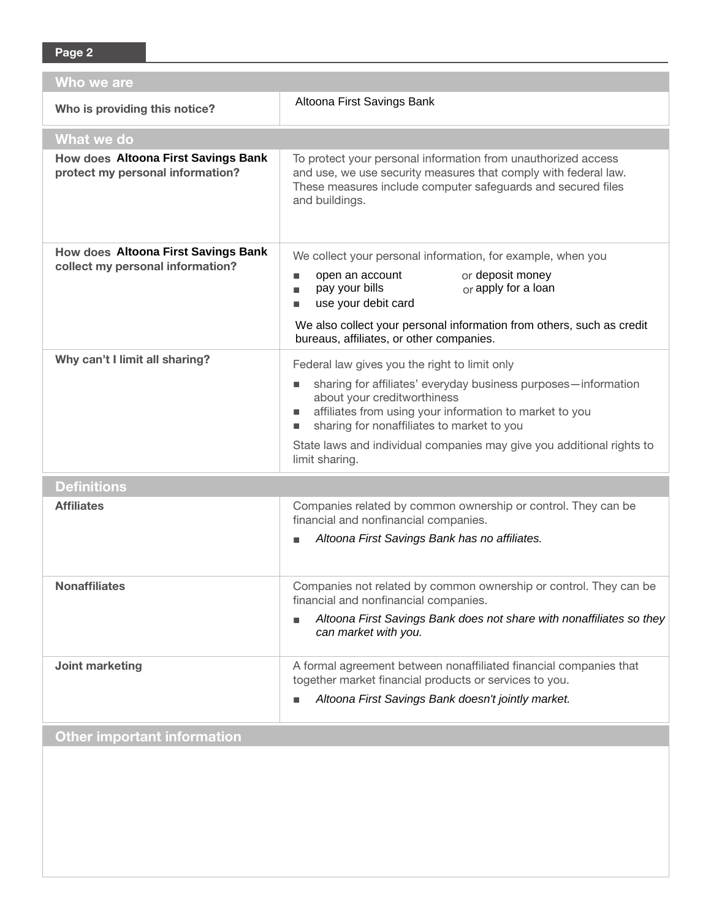| Who we are | |
|---|---|
| **Who is providing this notice?** | Altoona First Savings Bank |

| What we do | |
|---|---|
| **How does Altoona First Savings Bank protect my personal information?** | To protect your personal information from unauthorized access and use, we use security measures that comply with federal law. These measures include computer safeguards and secured files and buildings. |
| **How does Altoona First Savings Bank collect my personal information?** | We collect your personal information, for example, when you<br>■ open an account or deposit money<br>■ pay your bills or apply for a loan<br>■ use your debit card<br><br>We also collect your personal information from others, such as credit bureaus, affiliates, or other companies. |
| **Why can't I limit all sharing?** | Federal law gives you the right to limit only<br>■ sharing for affiliates' everyday business purposes—information about your creditworthiness<br>■ affiliates from using your information to market to you<br>■ sharing for nonaffiliates to market to you<br><br>State laws and individual companies may give you additional rights to limit sharing. |

| Definitions | |
|---|---|
| **Affiliates** | Companies related by common ownership or control. They can be financial and nonfinancial companies.<br>■ *Altoona First Savings Bank has no affiliates.* |
| **Nonaffiliates** | Companies not related by common ownership or control. They can be financial and nonfinancial companies.<br>■ *Altoona First Savings Bank does not share with nonaffiliates so they can market with you.* |
| **Joint marketing** | A formal agreement between nonaffiliated financial companies that together market financial products or services to you.<br>■ *Altoona First Savings Bank doesn't jointly market.* |

## Other important information